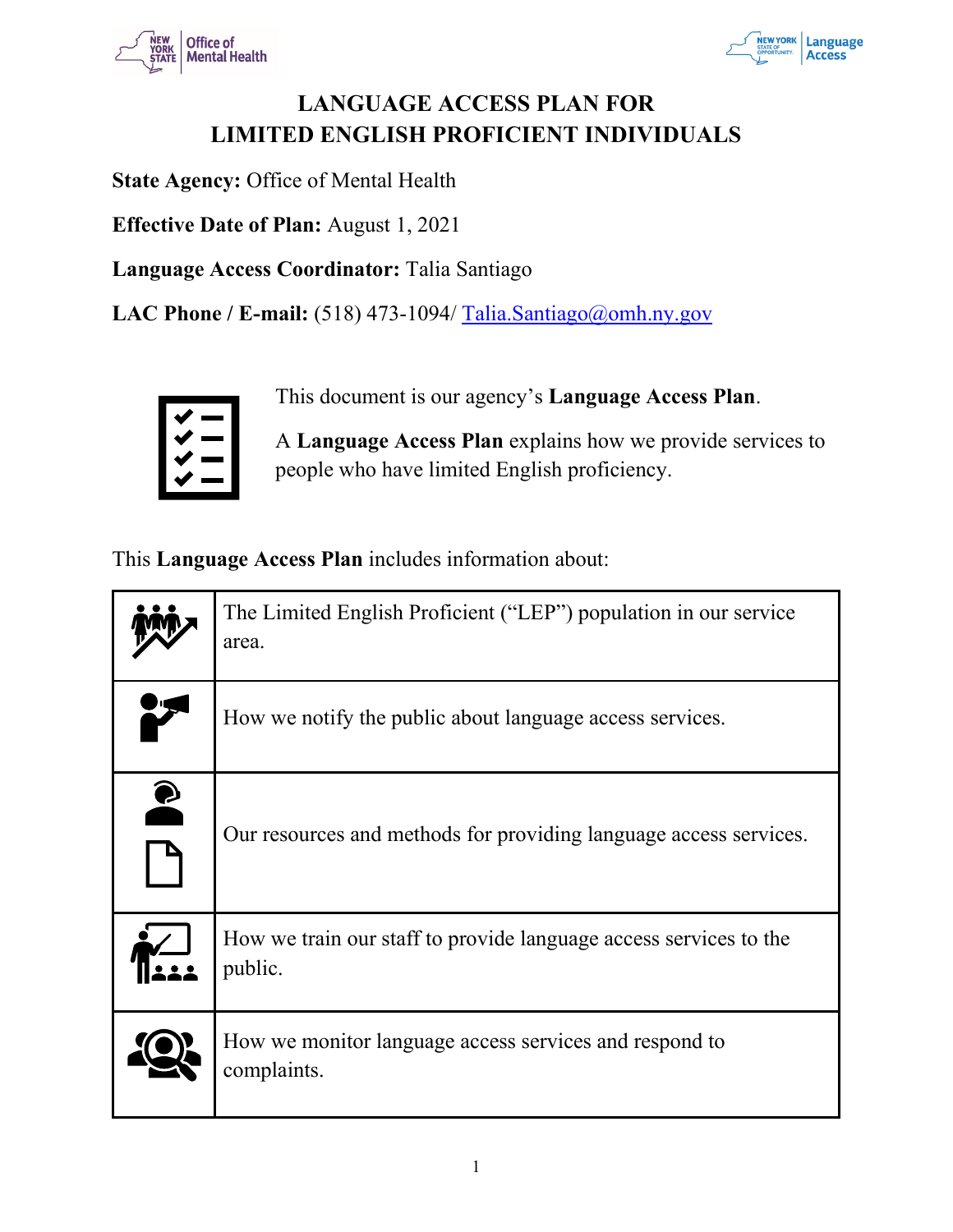# LANGUAGE ACCESS PLAN FOR LIMITED ENGLISH PROFICIENT INDIVIDUALS

**State Agency:** Office of Mental Health

**Effective Date of Plan:** August 1, 2021

**Language Access Coordinator:** Talia Santiago

**LAC Phone / E-mail:** (518) 473-1094/ Talia.Santiago@omh.ny.gov

This document is our agency's **Language Access Plan**.

A **Language Access Plan** explains how we provide services to people who have limited English proficiency.

This **Language Access Plan** includes information about:

| | |
|---|---|
| | The Limited English Proficient ("LEP") population in our service area. |
| | How we notify the public about language access services. |
| | Our resources and methods for providing language access services. |
| | How we train our staff to provide language access services to the public. |
| | How we monitor language access services and respond to complaints. |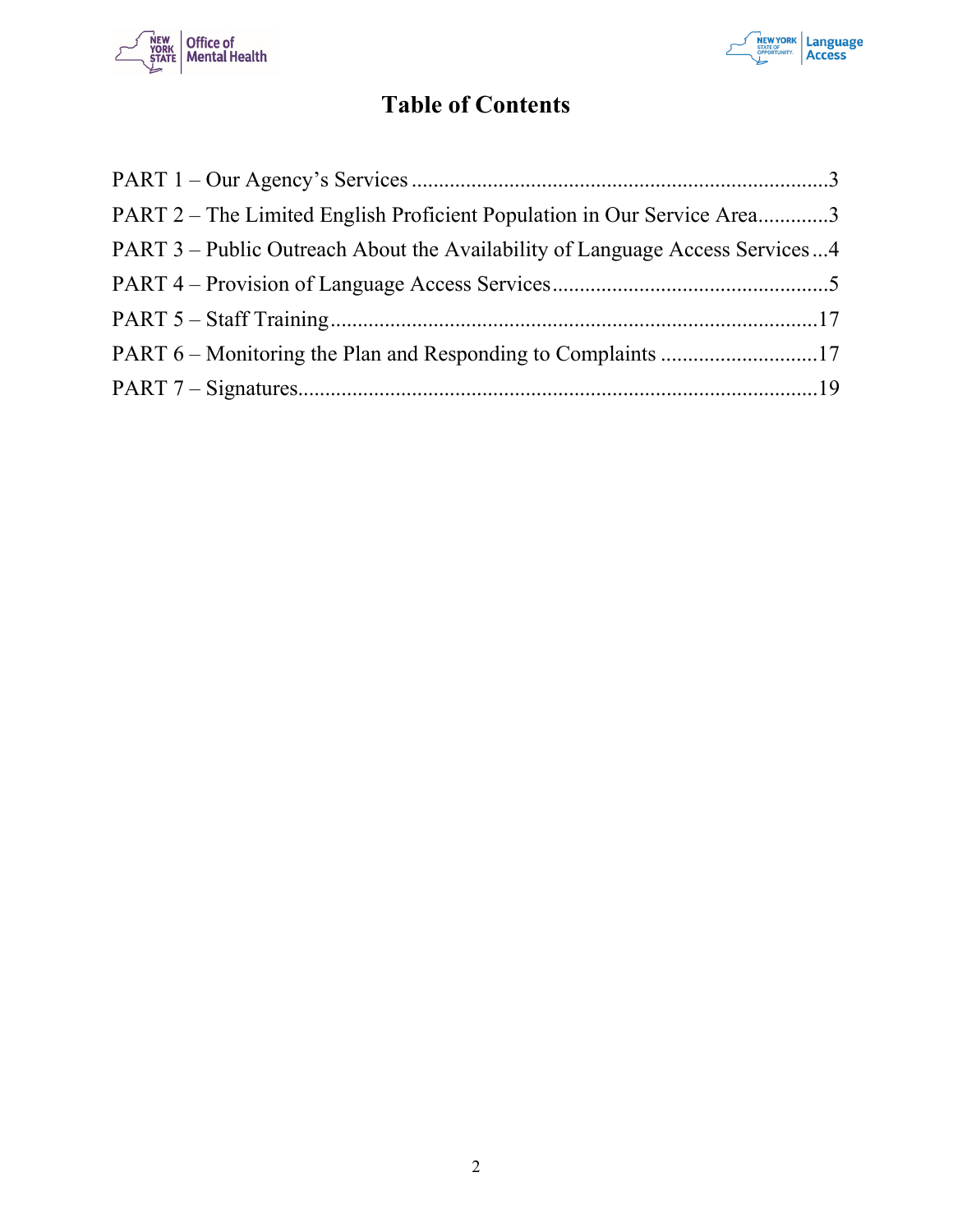# Table of Contents

PART 1 – Our Agency's Services ............................................................................3

PART 2 – The Limited English Proficient Population in Our Service Area.............3

PART 3 – Public Outreach About the Availability of Language Access Services...4

PART 4 – Provision of Language Access Services..................................................5

PART 5 – Staff Training.........................................................................................17

PART 6 – Monitoring the Plan and Responding to Complaints .............................17

PART 7 – Signatures...............................................................................................19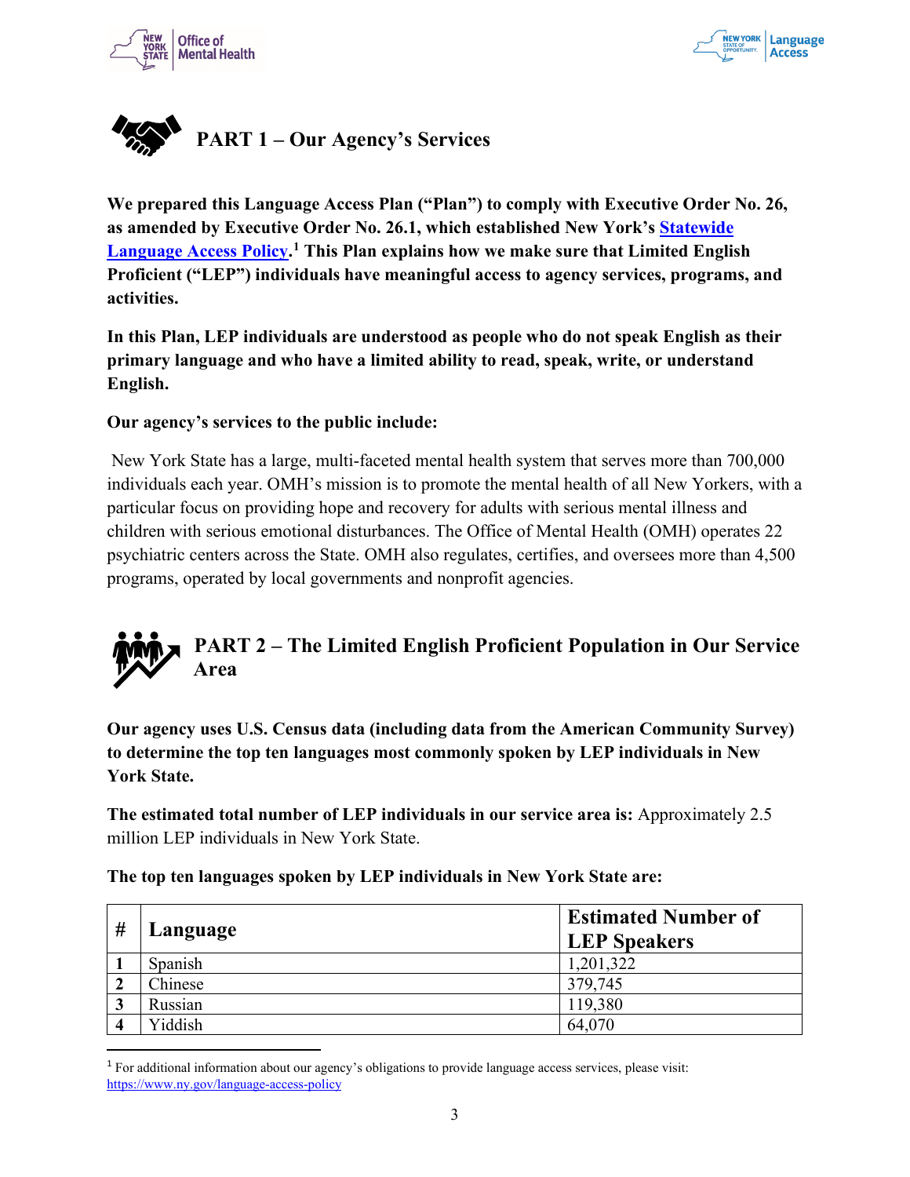## PART 1 – Our Agency's Services

**We prepared this Language Access Plan ("Plan") to comply with Executive Order No. 26, as amended by Executive Order No. 26.1, which established New York's [Statewide Language Access Policy](https://www.ny.gov/language-access-policy).[1] This Plan explains how we make sure that Limited English Proficient ("LEP") individuals have meaningful access to agency services, programs, and activities.**

**In this Plan, LEP individuals are understood as people who do not speak English as their primary language and who have a limited ability to read, speak, write, or understand English.**

**Our agency's services to the public include:**

New York State has a large, multi-faceted mental health system that serves more than 700,000 individuals each year. OMH's mission is to promote the mental health of all New Yorkers, with a particular focus on providing hope and recovery for adults with serious mental illness and children with serious emotional disturbances. The Office of Mental Health (OMH) operates 22 psychiatric centers across the State. OMH also regulates, certifies, and oversees more than 4,500 programs, operated by local governments and nonprofit agencies.

## PART 2 – The Limited English Proficient Population in Our Service Area

**Our agency uses U.S. Census data (including data from the American Community Survey) to determine the top ten languages most commonly spoken by LEP individuals in New York State.**

**The estimated total number of LEP individuals in our service area is:** Approximately 2.5 million LEP individuals in New York State.

**The top ten languages spoken by LEP individuals in New York State are:**

| # | Language | Estimated Number of LEP Speakers |
|---|---|---|
| 1 | Spanish | 1,201,322 |
| 2 | Chinese | 379,745 |
| 3 | Russian | 119,380 |
| 4 | Yiddish | 64,070 |

[1] For additional information about our agency's obligations to provide language access services, please visit: https://www.ny.gov/language-access-policy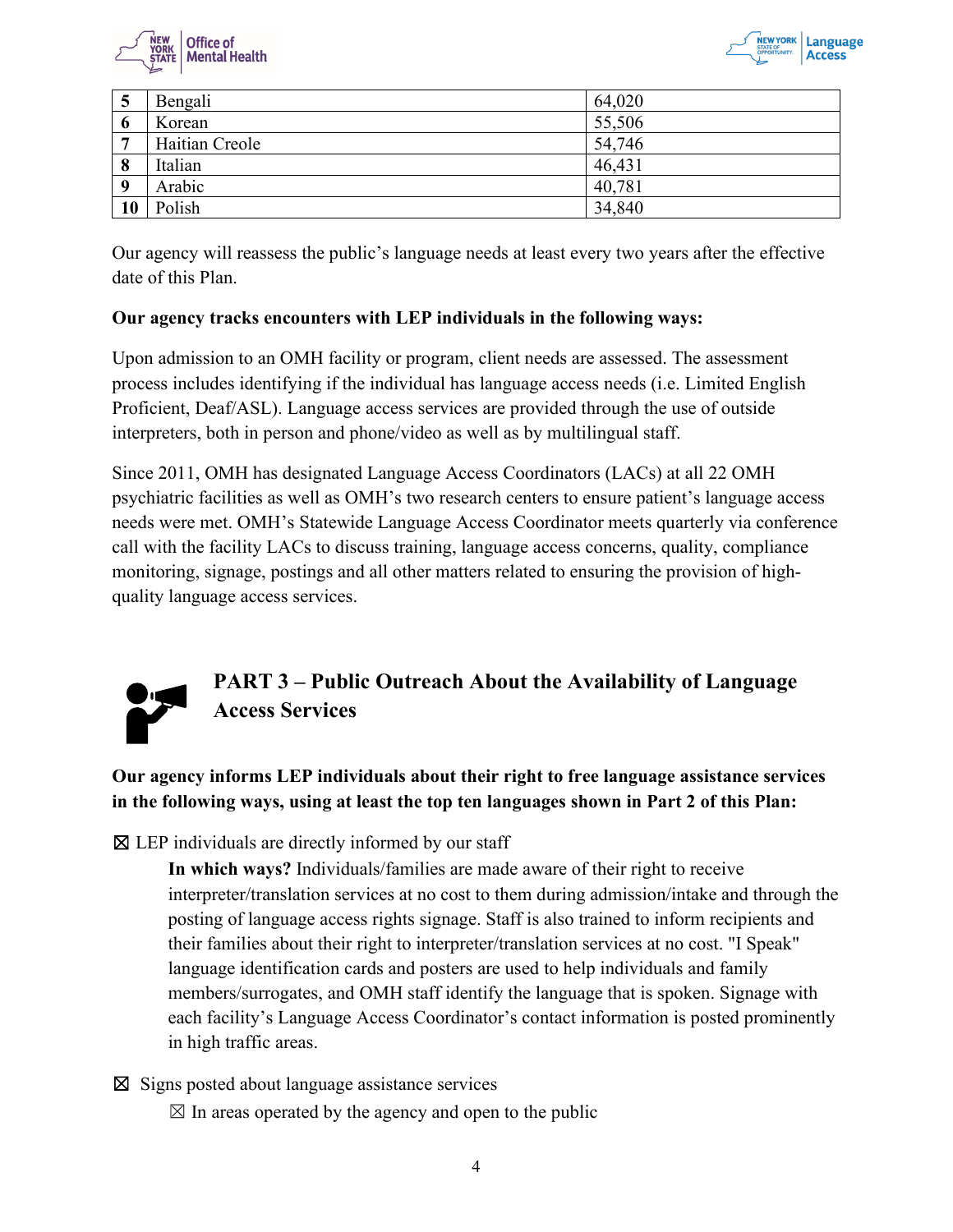| 5 | Bengali | 64,020 |
|---|---|---|
| 6 | Korean | 55,506 |
| 7 | Haitian Creole | 54,746 |
| 8 | Italian | 46,431 |
| 9 | Arabic | 40,781 |
| 10 | Polish | 34,840 |

Our agency will reassess the public's language needs at least every two years after the effective date of this Plan.

**Our agency tracks encounters with LEP individuals in the following ways:**

Upon admission to an OMH facility or program, client needs are assessed. The assessment process includes identifying if the individual has language access needs (i.e. Limited English Proficient, Deaf/ASL). Language access services are provided through the use of outside interpreters, both in person and phone/video as well as by multilingual staff.

Since 2011, OMH has designated Language Access Coordinators (LACs) at all 22 OMH psychiatric facilities as well as OMH's two research centers to ensure patient's language access needs were met. OMH's Statewide Language Access Coordinator meets quarterly via conference call with the facility LACs to discuss training, language access concerns, quality, compliance monitoring, signage, postings and all other matters related to ensuring the provision of high-quality language access services.

## PART 3 – Public Outreach About the Availability of Language Access Services

**Our agency informs LEP individuals about their right to free language assistance services in the following ways, using at least the top ten languages shown in Part 2 of this Plan:**

☒ LEP individuals are directly informed by our staff

**In which ways?** Individuals/families are made aware of their right to receive interpreter/translation services at no cost to them during admission/intake and through the posting of language access rights signage. Staff is also trained to inform recipients and their families about their right to interpreter/translation services at no cost. "I Speak" language identification cards and posters are used to help individuals and family members/surrogates, and OMH staff identify the language that is spoken. Signage with each facility's Language Access Coordinator's contact information is posted prominently in high traffic areas.

☒ Signs posted about language assistance services

☒ In areas operated by the agency and open to the public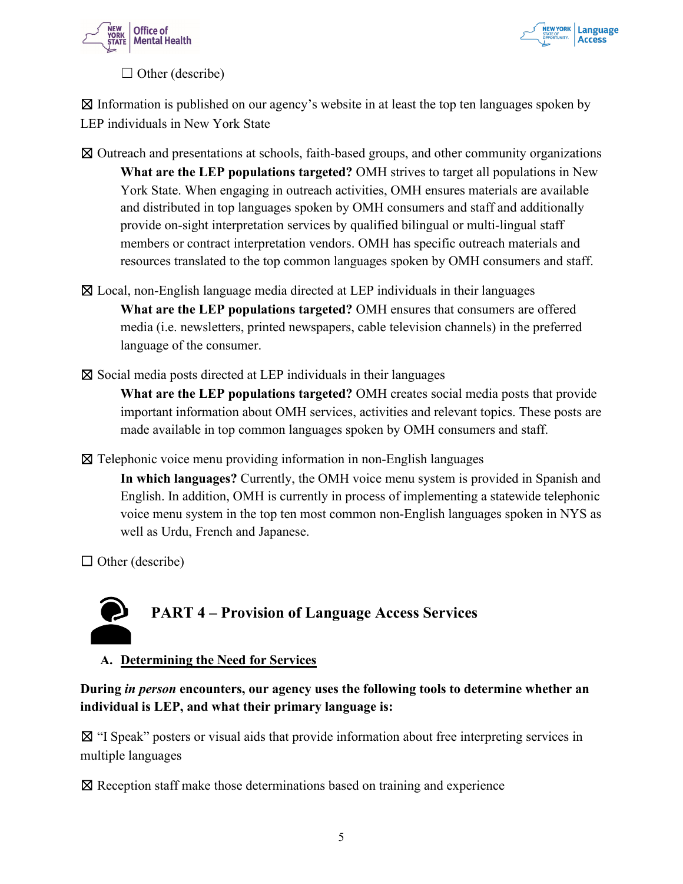☐ Other (describe)

☒ Information is published on our agency's website in at least the top ten languages spoken by LEP individuals in New York State

☒ Outreach and presentations at schools, faith-based groups, and other community organizations

**What are the LEP populations targeted?** OMH strives to target all populations in New York State. When engaging in outreach activities, OMH ensures materials are available and distributed in top languages spoken by OMH consumers and staff and additionally provide on-sight interpretation services by qualified bilingual or multi-lingual staff members or contract interpretation vendors. OMH has specific outreach materials and resources translated to the top common languages spoken by OMH consumers and staff.

☒ Local, non-English language media directed at LEP individuals in their languages

**What are the LEP populations targeted?** OMH ensures that consumers are offered media (i.e. newsletters, printed newspapers, cable television channels) in the preferred language of the consumer.

☒ Social media posts directed at LEP individuals in their languages

**What are the LEP populations targeted?** OMH creates social media posts that provide important information about OMH services, activities and relevant topics. These posts are made available in top common languages spoken by OMH consumers and staff.

☒ Telephonic voice menu providing information in non-English languages

**In which languages?** Currently, the OMH voice menu system is provided in Spanish and English. In addition, OMH is currently in process of implementing a statewide telephonic voice menu system in the top ten most common non-English languages spoken in NYS as well as Urdu, French and Japanese.

☐ Other (describe)

## PART 4 – Provision of Language Access Services

### A. Determining the Need for Services

**During *in person* encounters, our agency uses the following tools to determine whether an individual is LEP, and what their primary language is:**

☒ "I Speak" posters or visual aids that provide information about free interpreting services in multiple languages

☒ Reception staff make those determinations based on training and experience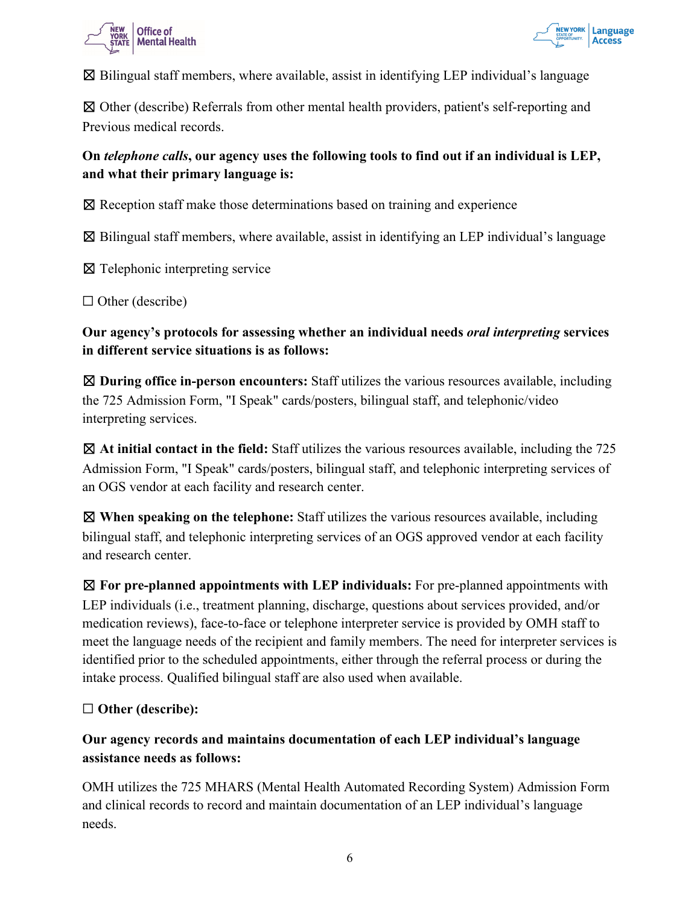☒ Bilingual staff members, where available, assist in identifying LEP individual's language

☒ Other (describe) Referrals from other mental health providers, patient's self-reporting and Previous medical records.

**On *telephone calls*, our agency uses the following tools to find out if an individual is LEP, and what their primary language is:**

☒ Reception staff make those determinations based on training and experience

☒ Bilingual staff members, where available, assist in identifying an LEP individual's language

☒ Telephonic interpreting service

☐ Other (describe)

**Our agency's protocols for assessing whether an individual needs *oral interpreting* services in different service situations is as follows:**

☒ **During office in-person encounters:** Staff utilizes the various resources available, including the 725 Admission Form, "I Speak" cards/posters, bilingual staff, and telephonic/video interpreting services.

☒ **At initial contact in the field:** Staff utilizes the various resources available, including the 725 Admission Form, "I Speak" cards/posters, bilingual staff, and telephonic interpreting services of an OGS vendor at each facility and research center.

☒ **When speaking on the telephone:** Staff utilizes the various resources available, including bilingual staff, and telephonic interpreting services of an OGS approved vendor at each facility and research center.

☒ **For pre-planned appointments with LEP individuals:** For pre-planned appointments with LEP individuals (i.e., treatment planning, discharge, questions about services provided, and/or medication reviews), face-to-face or telephone interpreter service is provided by OMH staff to meet the language needs of the recipient and family members. The need for interpreter services is identified prior to the scheduled appointments, either through the referral process or during the intake process. Qualified bilingual staff are also used when available.

☐ **Other (describe):**

**Our agency records and maintains documentation of each LEP individual's language assistance needs as follows:**

OMH utilizes the 725 MHARS (Mental Health Automated Recording System) Admission Form and clinical records to record and maintain documentation of an LEP individual's language needs.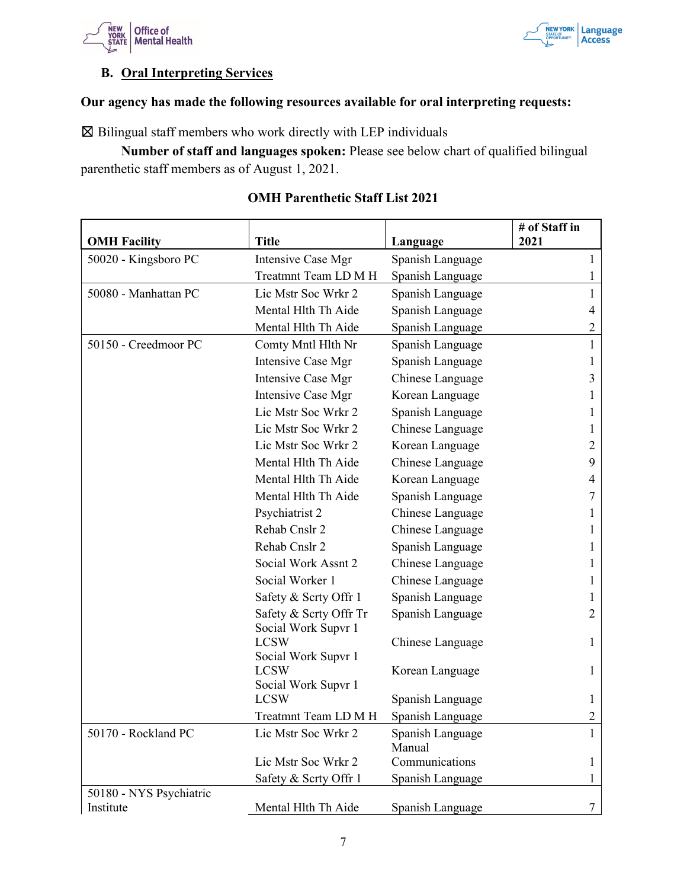### B. Oral Interpreting Services

**Our agency has made the following resources available for oral interpreting requests:**

☒ Bilingual staff members who work directly with LEP individuals

**Number of staff and languages spoken:** Please see below chart of qualified bilingual parenthetic staff members as of August 1, 2021.

**OMH Parenthetic Staff List 2021**

| OMH Facility | Title | Language | # of Staff in 2021 |
|---|---|---|---|
| 50020 - Kingsboro PC | Intensive Case Mgr | Spanish Language | 1 |
| | Treatmnt Team LD M H | Spanish Language | 1 |
| 50080 - Manhattan PC | Lic Mstr Soc Wrkr 2 | Spanish Language | 1 |
| | Mental Hlth Th Aide | Spanish Language | 4 |
| | Mental Hlth Th Aide | Spanish Language | 2 |
| 50150 - Creedmoor PC | Comty Mntl Hlth Nr | Spanish Language | 1 |
| | Intensive Case Mgr | Spanish Language | 1 |
| | Intensive Case Mgr | Chinese Language | 3 |
| | Intensive Case Mgr | Korean Language | 1 |
| | Lic Mstr Soc Wrkr 2 | Spanish Language | 1 |
| | Lic Mstr Soc Wrkr 2 | Chinese Language | 1 |
| | Lic Mstr Soc Wrkr 2 | Korean Language | 2 |
| | Mental Hlth Th Aide | Chinese Language | 9 |
| | Mental Hlth Th Aide | Korean Language | 4 |
| | Mental Hlth Th Aide | Spanish Language | 7 |
| | Psychiatrist 2 | Chinese Language | 1 |
| | Rehab Cnslr 2 | Chinese Language | 1 |
| | Rehab Cnslr 2 | Spanish Language | 1 |
| | Social Work Assnt 2 | Chinese Language | 1 |
| | Social Worker 1 | Chinese Language | 1 |
| | Safety & Scrty Offr 1 | Spanish Language | 1 |
| | Safety & Scrty Offr Tr | Spanish Language | 2 |
| | Social Work Supvr 1 LCSW | Chinese Language | 1 |
| | Social Work Supvr 1 LCSW | Korean Language | 1 |
| | Social Work Supvr 1 LCSW | Spanish Language | 1 |
| | Treatmnt Team LD M H | Spanish Language | 2 |
| 50170 - Rockland PC | Lic Mstr Soc Wrkr 2 | Spanish Language | 1 |
| | Lic Mstr Soc Wrkr 2 | Manual Communications | 1 |
| | Safety & Scrty Offr 1 | Spanish Language | 1 |
| 50180 - NYS Psychiatric Institute | Mental Hlth Th Aide | Spanish Language | 7 |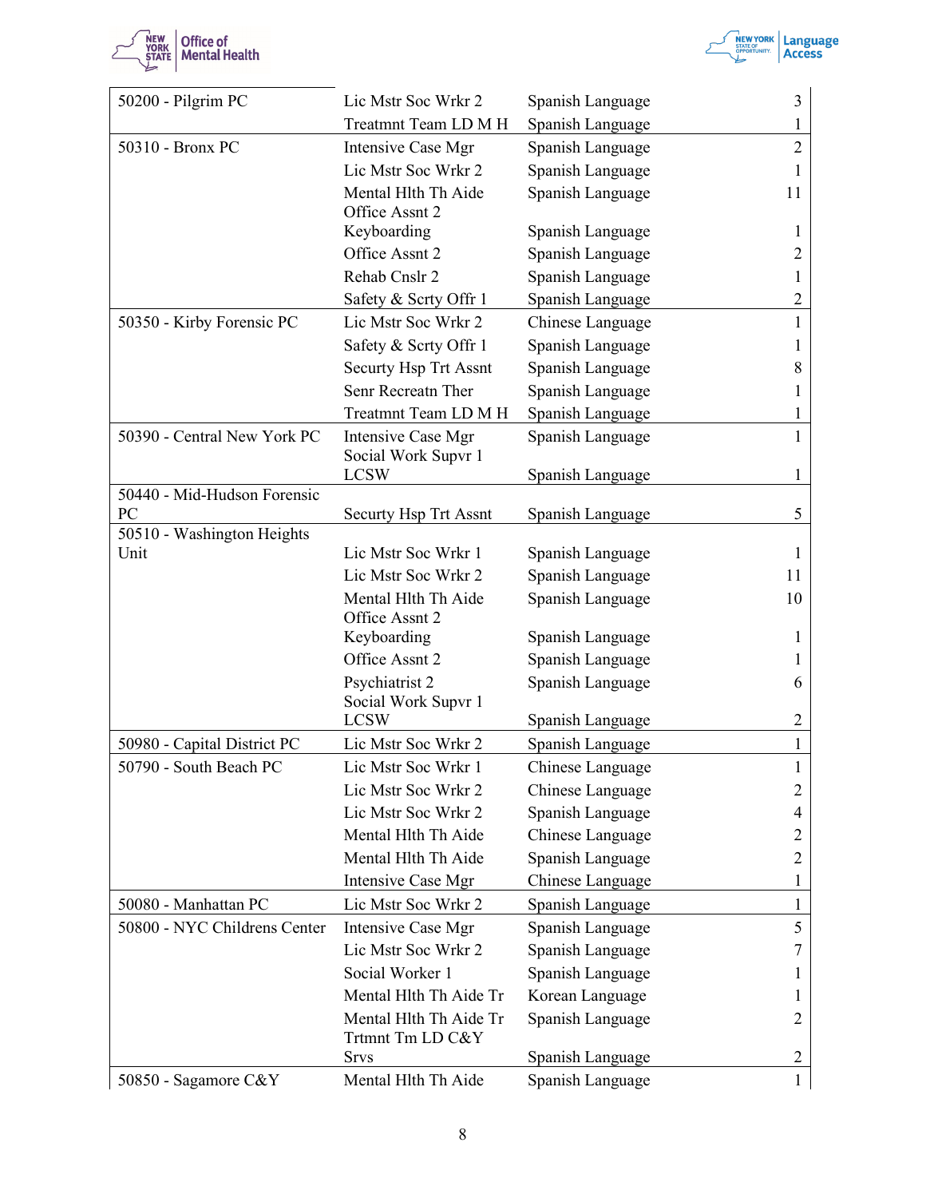| | | | |
|---|---|---|---|
| 50200 - Pilgrim PC | Lic Mstr Soc Wrkr 2 | Spanish Language | 3 |
| | Treatmnt Team LD M H | Spanish Language | 1 |
| 50310 - Bronx PC | Intensive Case Mgr | Spanish Language | 2 |
| | Lic Mstr Soc Wrkr 2 | Spanish Language | 1 |
| | Mental Hlth Th Aide | Spanish Language | 11 |
| | Office Assnt 2 Keyboarding | Spanish Language | 1 |
| | Office Assnt 2 | Spanish Language | 2 |
| | Rehab Cnslr 2 | Spanish Language | 1 |
| | Safety & Scrty Offr 1 | Spanish Language | 2 |
| 50350 - Kirby Forensic PC | Lic Mstr Soc Wrkr 2 | Chinese Language | 1 |
| | Safety & Scrty Offr 1 | Spanish Language | 1 |
| | Securty Hsp Trt Assnt | Spanish Language | 8 |
| | Senr Recreatn Ther | Spanish Language | 1 |
| | Treatmnt Team LD M H | Spanish Language | 1 |
| 50390 - Central New York PC | Intensive Case Mgr | Spanish Language | 1 |
| | Social Work Supvr 1 LCSW | Spanish Language | 1 |
| 50440 - Mid-Hudson Forensic PC | Securty Hsp Trt Assnt | Spanish Language | 5 |
| 50510 - Washington Heights Unit | Lic Mstr Soc Wrkr 1 | Spanish Language | 1 |
| | Lic Mstr Soc Wrkr 2 | Spanish Language | 11 |
| | Mental Hlth Th Aide | Spanish Language | 10 |
| | Office Assnt 2 Keyboarding | Spanish Language | 1 |
| | Office Assnt 2 | Spanish Language | 1 |
| | Psychiatrist 2 | Spanish Language | 6 |
| | Social Work Supvr 1 LCSW | Spanish Language | 2 |
| 50980 - Capital District PC | Lic Mstr Soc Wrkr 2 | Spanish Language | 1 |
| 50790 - South Beach PC | Lic Mstr Soc Wrkr 1 | Chinese Language | 1 |
| | Lic Mstr Soc Wrkr 2 | Chinese Language | 2 |
| | Lic Mstr Soc Wrkr 2 | Spanish Language | 4 |
| | Mental Hlth Th Aide | Chinese Language | 2 |
| | Mental Hlth Th Aide | Spanish Language | 2 |
| | Intensive Case Mgr | Chinese Language | 1 |
| 50080 - Manhattan PC | Lic Mstr Soc Wrkr 2 | Spanish Language | 1 |
| 50800 - NYC Childrens Center | Intensive Case Mgr | Spanish Language | 5 |
| | Lic Mstr Soc Wrkr 2 | Spanish Language | 7 |
| | Social Worker 1 | Spanish Language | 1 |
| | Mental Hlth Th Aide Tr | Korean Language | 1 |
| | Mental Hlth Th Aide Tr | Spanish Language | 2 |
| | Trtmnt Tm LD C&Y Srvs | Spanish Language | 2 |
| 50850 - Sagamore C&Y | Mental Hlth Th Aide | Spanish Language | 1 |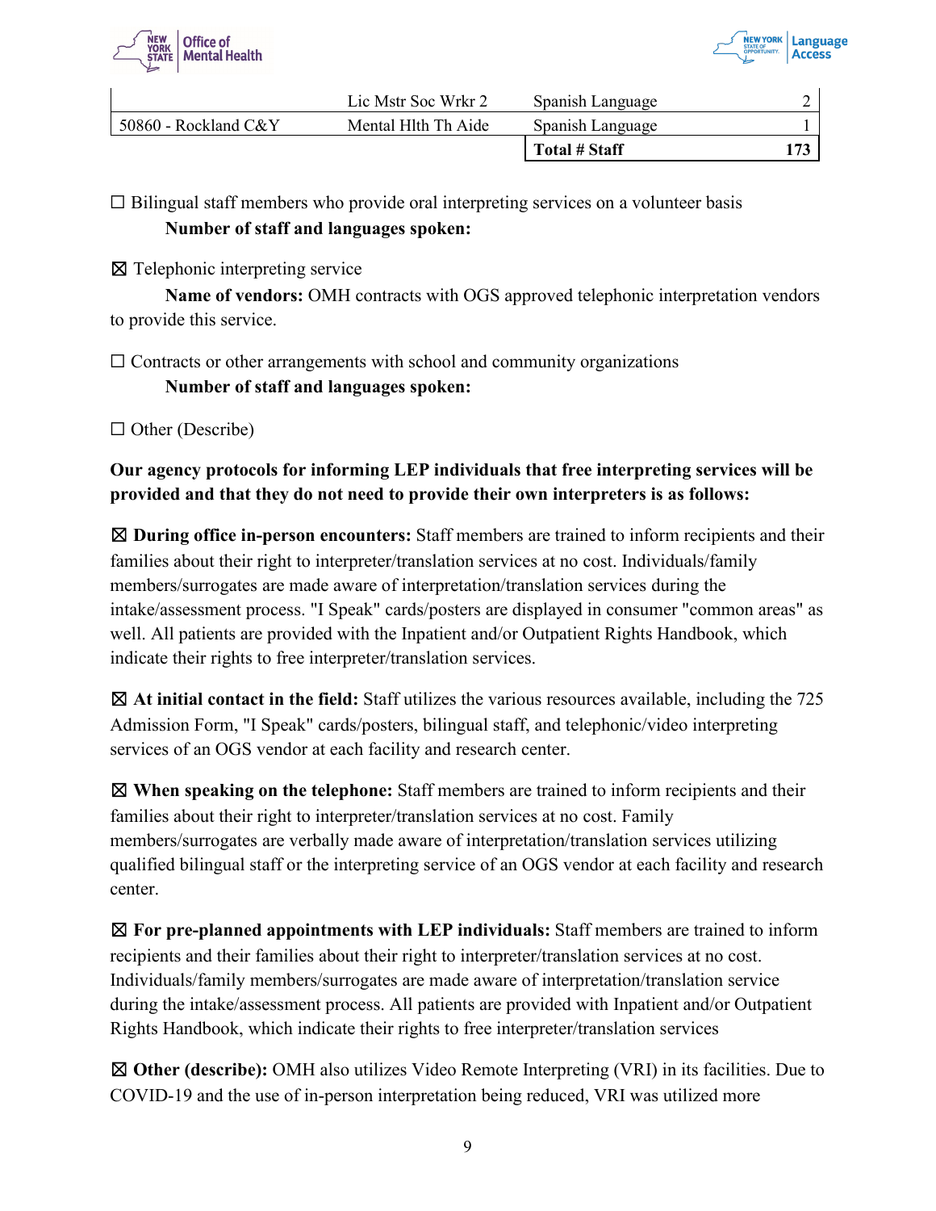| | | | |
|---|---|---|---|
| | Lic Mstr Soc Wrkr 2 | Spanish Language | 2 |
| 50860 - Rockland C&Y | Mental Hlth Th Aide | Spanish Language | 1 |
| | | **Total # Staff** | **173** |

☐ Bilingual staff members who provide oral interpreting services on a volunteer basis

**Number of staff and languages spoken:**

☒ Telephonic interpreting service

**Name of vendors:** OMH contracts with OGS approved telephonic interpretation vendors to provide this service.

☐ Contracts or other arrangements with school and community organizations

**Number of staff and languages spoken:**

☐ Other (Describe)

**Our agency protocols for informing LEP individuals that free interpreting services will be provided and that they do not need to provide their own interpreters is as follows:**

☒ **During office in-person encounters:** Staff members are trained to inform recipients and their families about their right to interpreter/translation services at no cost. Individuals/family members/surrogates are made aware of interpretation/translation services during the intake/assessment process. "I Speak" cards/posters are displayed in consumer "common areas" as well. All patients are provided with the Inpatient and/or Outpatient Rights Handbook, which indicate their rights to free interpreter/translation services.

☒ **At initial contact in the field:** Staff utilizes the various resources available, including the 725 Admission Form, "I Speak" cards/posters, bilingual staff, and telephonic/video interpreting services of an OGS vendor at each facility and research center.

☒ **When speaking on the telephone:** Staff members are trained to inform recipients and their families about their right to interpreter/translation services at no cost. Family members/surrogates are verbally made aware of interpretation/translation services utilizing qualified bilingual staff or the interpreting service of an OGS vendor at each facility and research center.

☒ **For pre-planned appointments with LEP individuals:** Staff members are trained to inform recipients and their families about their right to interpreter/translation services at no cost. Individuals/family members/surrogates are made aware of interpretation/translation service during the intake/assessment process. All patients are provided with Inpatient and/or Outpatient Rights Handbook, which indicate their rights to free interpreter/translation services

☒ **Other (describe):** OMH also utilizes Video Remote Interpreting (VRI) in its facilities. Due to COVID-19 and the use of in-person interpretation being reduced, VRI was utilized more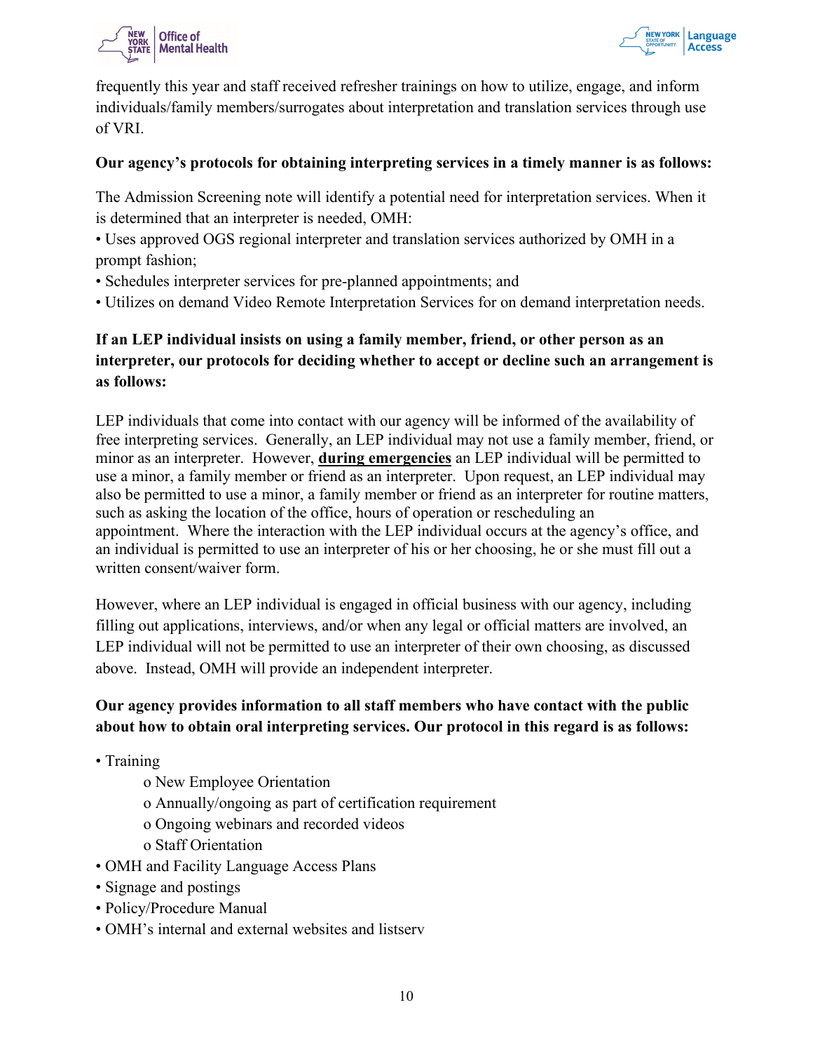frequently this year and staff received refresher trainings on how to utilize, engage, and inform individuals/family members/surrogates about interpretation and translation services through use of VRI.

**Our agency's protocols for obtaining interpreting services in a timely manner is as follows:**

The Admission Screening note will identify a potential need for interpretation services. When it is determined that an interpreter is needed, OMH:

- Uses approved OGS regional interpreter and translation services authorized by OMH in a prompt fashion;
- Schedules interpreter services for pre-planned appointments; and
- Utilizes on demand Video Remote Interpretation Services for on demand interpretation needs.

**If an LEP individual insists on using a family member, friend, or other person as an interpreter, our protocols for deciding whether to accept or decline such an arrangement is as follows:**

LEP individuals that come into contact with our agency will be informed of the availability of free interpreting services. Generally, an LEP individual may not use a family member, friend, or minor as an interpreter. However, **during emergencies** an LEP individual will be permitted to use a minor, a family member or friend as an interpreter. Upon request, an LEP individual may also be permitted to use a minor, a family member or friend as an interpreter for routine matters, such as asking the location of the office, hours of operation or rescheduling an appointment. Where the interaction with the LEP individual occurs at the agency's office, and an individual is permitted to use an interpreter of his or her choosing, he or she must fill out a written consent/waiver form.

However, where an LEP individual is engaged in official business with our agency, including filling out applications, interviews, and/or when any legal or official matters are involved, an LEP individual will not be permitted to use an interpreter of their own choosing, as discussed above. Instead, OMH will provide an independent interpreter.

**Our agency provides information to all staff members who have contact with the public about how to obtain oral interpreting services. Our protocol in this regard is as follows:**

- Training
  - New Employee Orientation
  - Annually/ongoing as part of certification requirement
  - Ongoing webinars and recorded videos
  - Staff Orientation
- OMH and Facility Language Access Plans
- Signage and postings
- Policy/Procedure Manual
- OMH's internal and external websites and listserv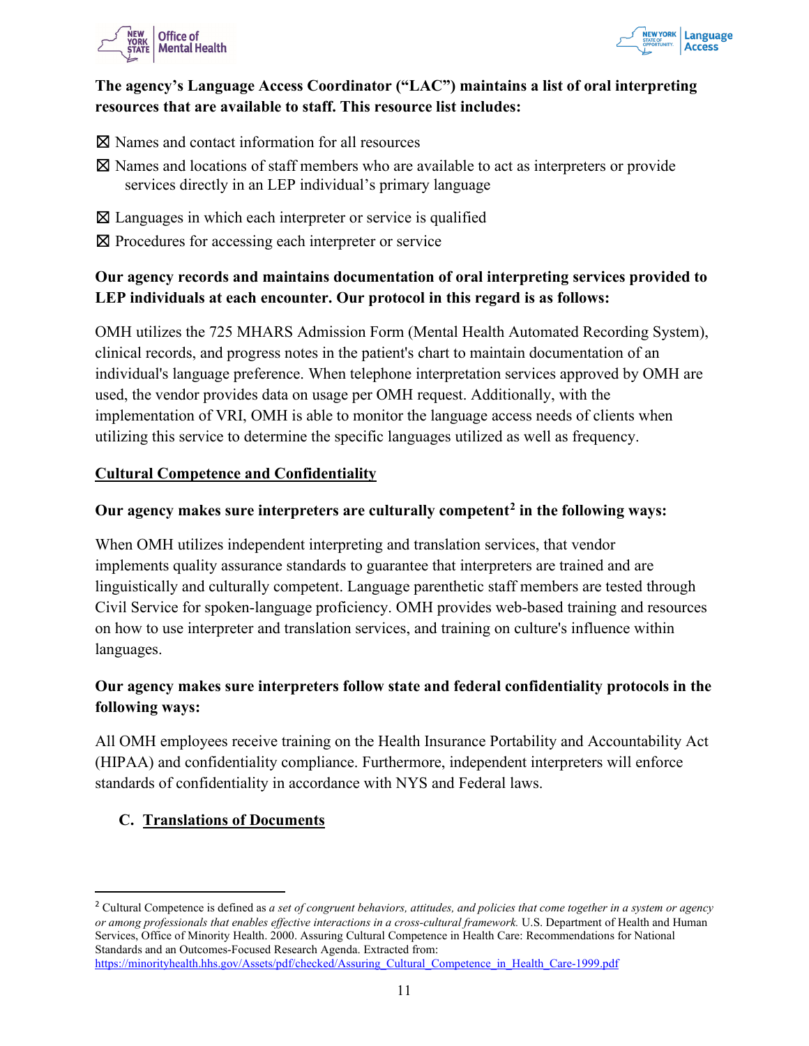**The agency's Language Access Coordinator ("LAC") maintains a list of oral interpreting resources that are available to staff. This resource list includes:**

☒ Names and contact information for all resources

☒ Names and locations of staff members who are available to act as interpreters or provide services directly in an LEP individual's primary language

☒ Languages in which each interpreter or service is qualified

☒ Procedures for accessing each interpreter or service

**Our agency records and maintains documentation of oral interpreting services provided to LEP individuals at each encounter. Our protocol in this regard is as follows:**

OMH utilizes the 725 MHARS Admission Form (Mental Health Automated Recording System), clinical records, and progress notes in the patient's chart to maintain documentation of an individual's language preference. When telephone interpretation services approved by OMH are used, the vendor provides data on usage per OMH request. Additionally, with the implementation of VRI, OMH is able to monitor the language access needs of clients when utilizing this service to determine the specific languages utilized as well as frequency.

## Cultural Competence and Confidentiality

**Our agency makes sure interpreters are culturally competent[2] in the following ways:**

When OMH utilizes independent interpreting and translation services, that vendor implements quality assurance standards to guarantee that interpreters are trained and are linguistically and culturally competent. Language parenthetic staff members are tested through Civil Service for spoken-language proficiency. OMH provides web-based training and resources on how to use interpreter and translation services, and training on culture's influence within languages.

**Our agency makes sure interpreters follow state and federal confidentiality protocols in the following ways:**

All OMH employees receive training on the Health Insurance Portability and Accountability Act (HIPAA) and confidentiality compliance. Furthermore, independent interpreters will enforce standards of confidentiality in accordance with NYS and Federal laws.

## C. Translations of Documents

---

[2] Cultural Competence is defined as *a set of congruent behaviors, attitudes, and policies that come together in a system or agency or among professionals that enables effective interactions in a cross-cultural framework.* U.S. Department of Health and Human Services, Office of Minority Health. 2000. Assuring Cultural Competence in Health Care: Recommendations for National Standards and an Outcomes-Focused Research Agenda. Extracted from: https://minorityhealth.hhs.gov/Assets/pdf/checked/Assuring_Cultural_Competence_in_Health_Care-1999.pdf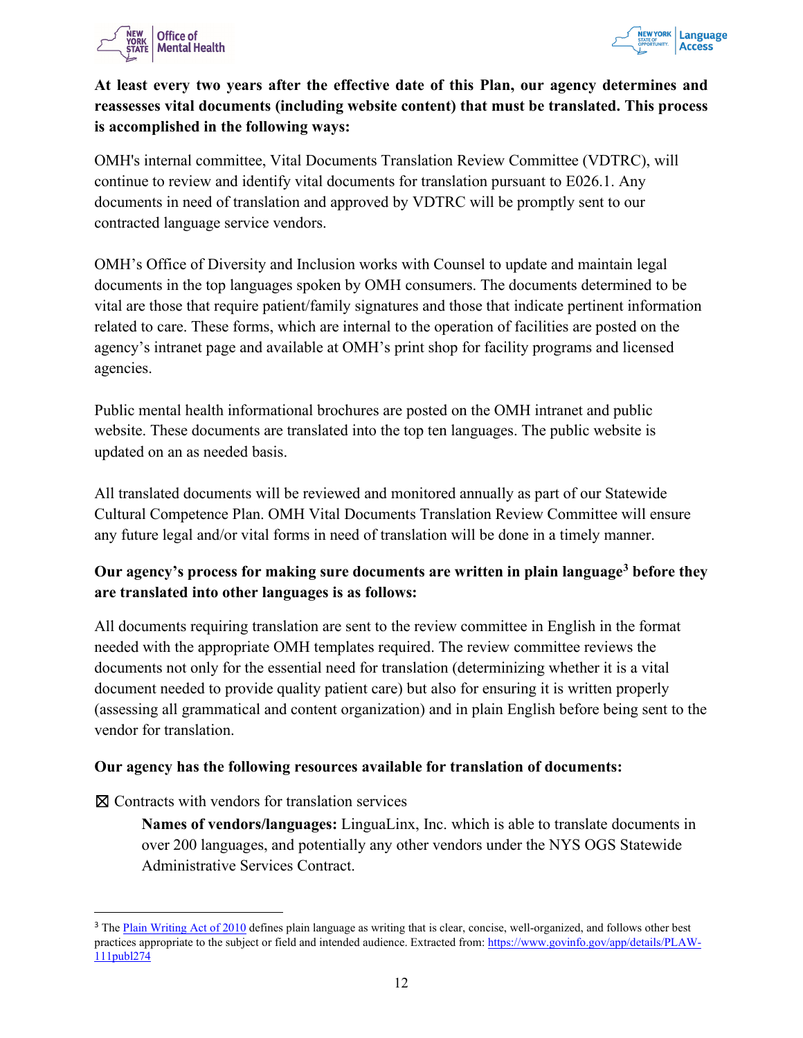**At least every two years after the effective date of this Plan, our agency determines and reassesses vital documents (including website content) that must be translated. This process is accomplished in the following ways:**

OMH's internal committee, Vital Documents Translation Review Committee (VDTRC), will continue to review and identify vital documents for translation pursuant to E026.1. Any documents in need of translation and approved by VDTRC will be promptly sent to our contracted language service vendors.

OMH's Office of Diversity and Inclusion works with Counsel to update and maintain legal documents in the top languages spoken by OMH consumers. The documents determined to be vital are those that require patient/family signatures and those that indicate pertinent information related to care. These forms, which are internal to the operation of facilities are posted on the agency's intranet page and available at OMH's print shop for facility programs and licensed agencies.

Public mental health informational brochures are posted on the OMH intranet and public website. These documents are translated into the top ten languages. The public website is updated on an as needed basis.

All translated documents will be reviewed and monitored annually as part of our Statewide Cultural Competence Plan. OMH Vital Documents Translation Review Committee will ensure any future legal and/or vital forms in need of translation will be done in a timely manner.

**Our agency's process for making sure documents are written in plain language[3] before they are translated into other languages is as follows:**

All documents requiring translation are sent to the review committee in English in the format needed with the appropriate OMH templates required. The review committee reviews the documents not only for the essential need for translation (determinizing whether it is a vital document needed to provide quality patient care) but also for ensuring it is written properly (assessing all grammatical and content organization) and in plain English before being sent to the vendor for translation.

**Our agency has the following resources available for translation of documents:**

☒ Contracts with vendors for translation services

> **Names of vendors/languages:** LinguaLinx, Inc. which is able to translate documents in over 200 languages, and potentially any other vendors under the NYS OGS Statewide Administrative Services Contract.

---

[3] The Plain Writing Act of 2010 defines plain language as writing that is clear, concise, well-organized, and follows other best practices appropriate to the subject or field and intended audience. Extracted from: https://www.govinfo.gov/app/details/PLAW-111publ274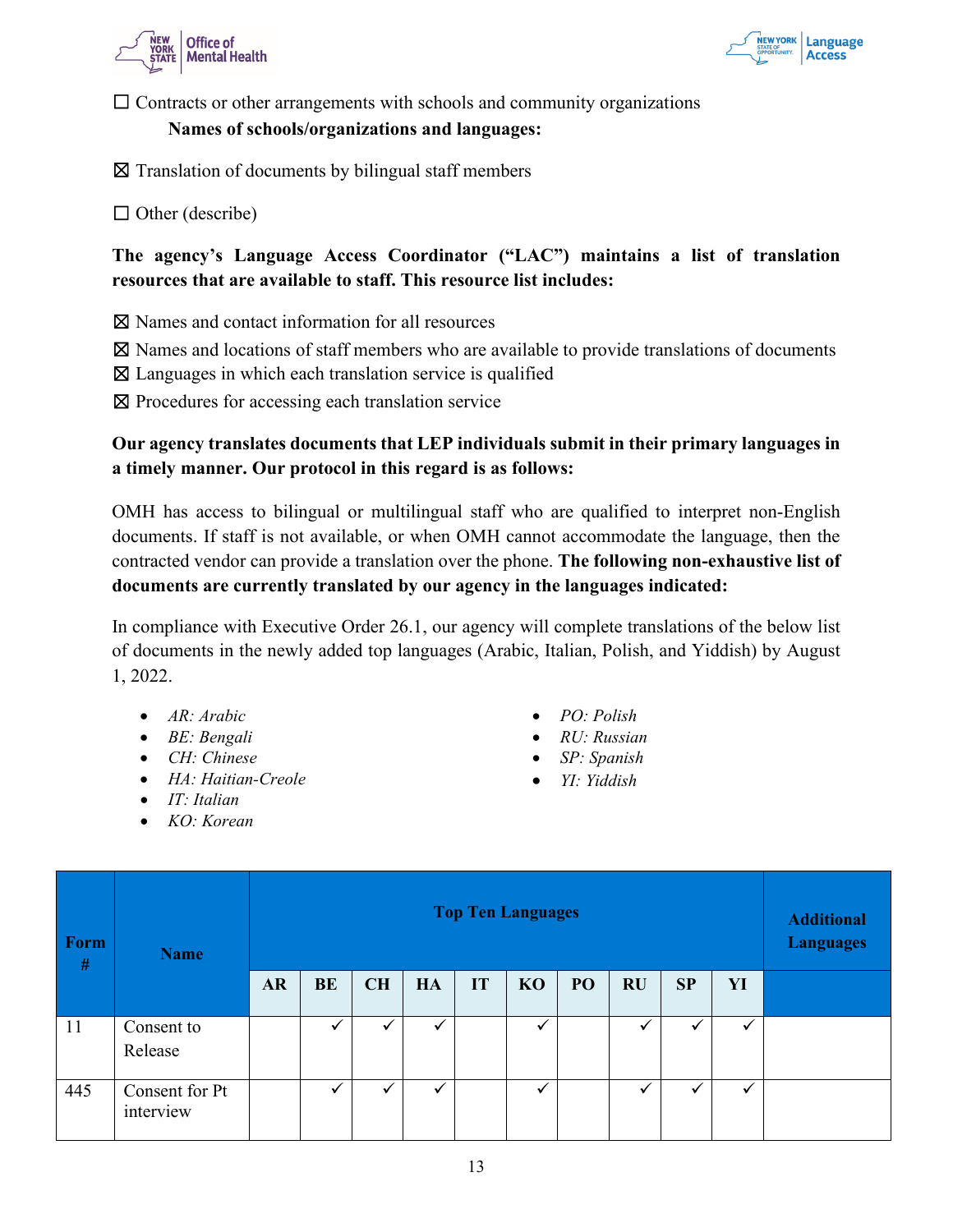☐ Contracts or other arrangements with schools and community organizations

**Names of schools/organizations and languages:**

☒ Translation of documents by bilingual staff members

☐ Other (describe)

**The agency's Language Access Coordinator ("LAC") maintains a list of translation resources that are available to staff. This resource list includes:**

☒ Names and contact information for all resources

☒ Names and locations of staff members who are available to provide translations of documents

☒ Languages in which each translation service is qualified

☒ Procedures for accessing each translation service

**Our agency translates documents that LEP individuals submit in their primary languages in a timely manner. Our protocol in this regard is as follows:**

OMH has access to bilingual or multilingual staff who are qualified to interpret non-English documents. If staff is not available, or when OMH cannot accommodate the language, then the contracted vendor can provide a translation over the phone. **The following non-exhaustive list of documents are currently translated by our agency in the languages indicated:**

In compliance with Executive Order 26.1, our agency will complete translations of the below list of documents in the newly added top languages (Arabic, Italian, Polish, and Yiddish) by August 1, 2022.

- *AR: Arabic*
- *BE: Bengali*
- *CH: Chinese*
- *HA: Haitian-Creole*
- *IT: Italian*
- *KO: Korean*
- *PO: Polish*
- *RU: Russian*
- *SP: Spanish*
- *YI: Yiddish*

| Form # | Name | Top Ten Languages | | | | | | | | | | Additional Languages |
|---|---|---|---|---|---|---|---|---|---|---|---|---|
| | | AR | BE | CH | HA | IT | KO | PO | RU | SP | YI | |
| 11 | Consent to Release | | ✓ | ✓ | ✓ | | ✓ | | ✓ | ✓ | ✓ | |
| 445 | Consent for Pt interview | | ✓ | ✓ | ✓ | | ✓ | | ✓ | ✓ | ✓ | |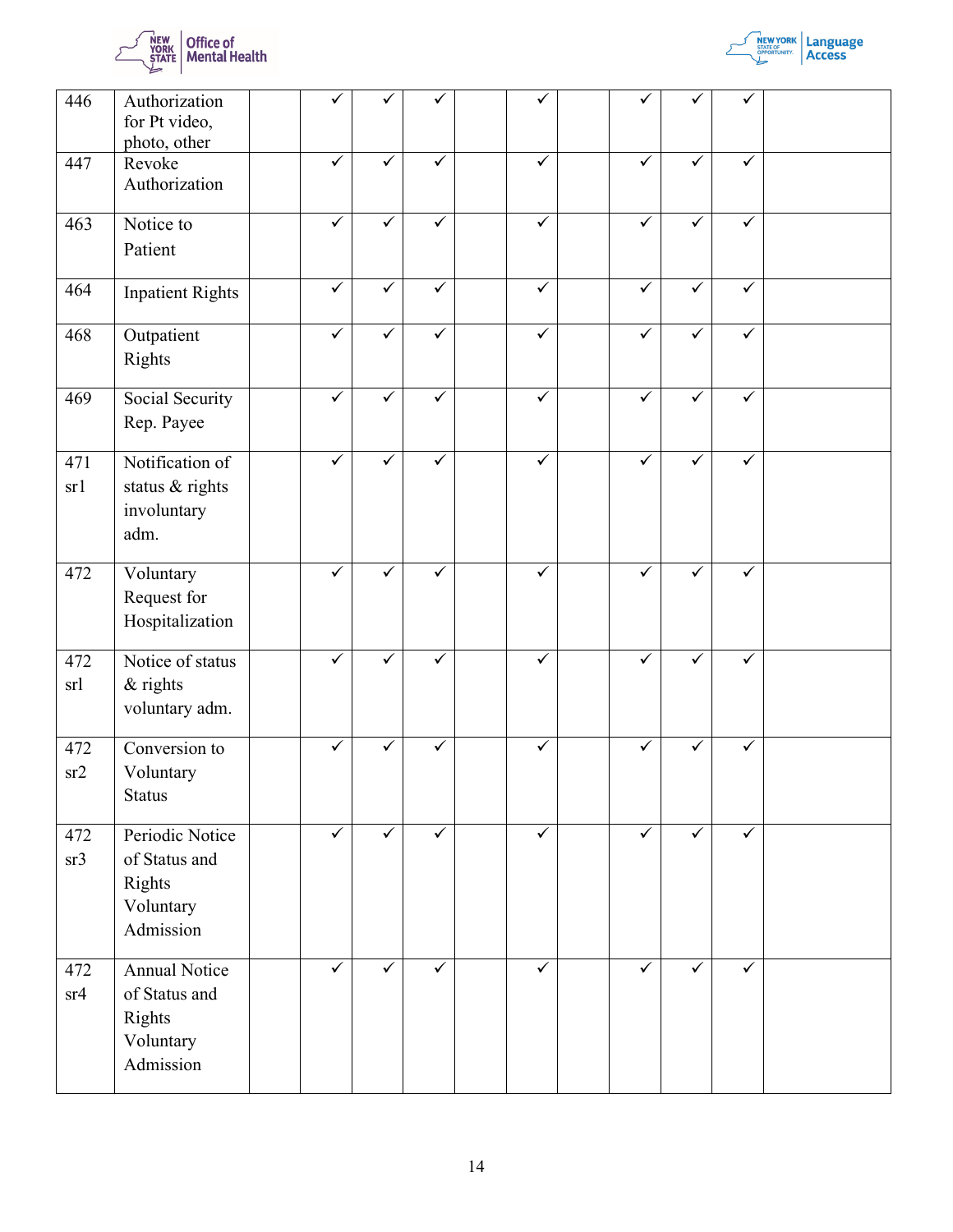| | | | | | | | | | | | | |
|---|---|---|---|---|---|---|---|---|---|---|---|---|
| 446 | Authorization for Pt video, photo, other | | ✓ | ✓ | ✓ | | ✓ | | ✓ | ✓ | ✓ | |
| 447 | Revoke Authorization | | ✓ | ✓ | ✓ | | ✓ | | ✓ | ✓ | ✓ | |
| 463 | Notice to Patient | | ✓ | ✓ | ✓ | | ✓ | | ✓ | ✓ | ✓ | |
| 464 | Inpatient Rights | | ✓ | ✓ | ✓ | | ✓ | | ✓ | ✓ | ✓ | |
| 468 | Outpatient Rights | | ✓ | ✓ | ✓ | | ✓ | | ✓ | ✓ | ✓ | |
| 469 | Social Security Rep. Payee | | ✓ | ✓ | ✓ | | ✓ | | ✓ | ✓ | ✓ | |
| 471 sr1 | Notification of status & rights involuntary adm. | | ✓ | ✓ | ✓ | | ✓ | | ✓ | ✓ | ✓ | |
| 472 | Voluntary Request for Hospitalization | | ✓ | ✓ | ✓ | | ✓ | | ✓ | ✓ | ✓ | |
| 472 srl | Notice of status & rights voluntary adm. | | ✓ | ✓ | ✓ | | ✓ | | ✓ | ✓ | ✓ | |
| 472 sr2 | Conversion to Voluntary Status | | ✓ | ✓ | ✓ | | ✓ | | ✓ | ✓ | ✓ | |
| 472 sr3 | Periodic Notice of Status and Rights Voluntary Admission | | ✓ | ✓ | ✓ | | ✓ | | ✓ | ✓ | ✓ | |
| 472 sr4 | Annual Notice of Status and Rights Voluntary Admission | | ✓ | ✓ | ✓ | | ✓ | | ✓ | ✓ | ✓ | |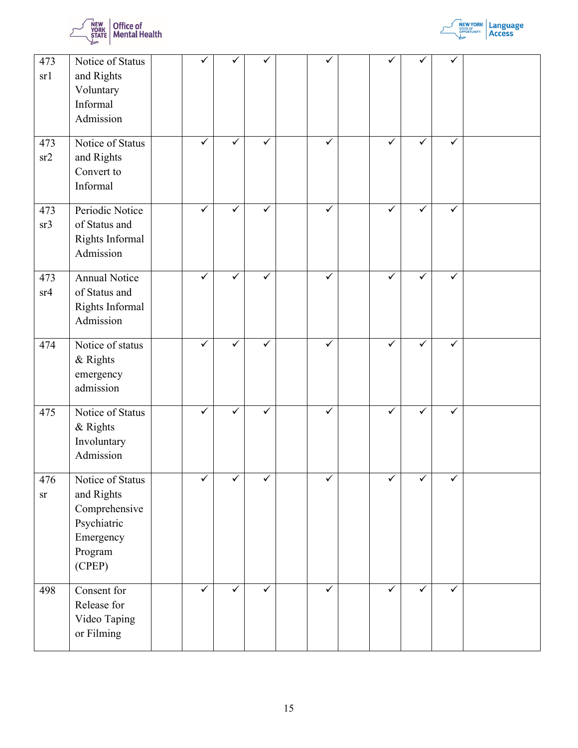| | | | | | | | | | | | | |
|---|---|---|---|---|---|---|---|---|---|---|---|---|
| 473 sr1 | Notice of Status and Rights Voluntary Informal Admission | | ✓ | ✓ | ✓ | | ✓ | | ✓ | ✓ | ✓ | |
| 473 sr2 | Notice of Status and Rights Convert to Informal | | ✓ | ✓ | ✓ | | ✓ | | ✓ | ✓ | ✓ | |
| 473 sr3 | Periodic Notice of Status and Rights Informal Admission | | ✓ | ✓ | ✓ | | ✓ | | ✓ | ✓ | ✓ | |
| 473 sr4 | Annual Notice of Status and Rights Informal Admission | | ✓ | ✓ | ✓ | | ✓ | | ✓ | ✓ | ✓ | |
| 474 | Notice of status & Rights emergency admission | | ✓ | ✓ | ✓ | | ✓ | | ✓ | ✓ | ✓ | |
| 475 | Notice of Status & Rights Involuntary Admission | | ✓ | ✓ | ✓ | | ✓ | | ✓ | ✓ | ✓ | |
| 476 sr | Notice of Status and Rights Comprehensive Psychiatric Emergency Program (CPEP) | | ✓ | ✓ | ✓ | | ✓ | | ✓ | ✓ | ✓ | |
| 498 | Consent for Release for Video Taping or Filming | | ✓ | ✓ | ✓ | | ✓ | | ✓ | ✓ | ✓ | |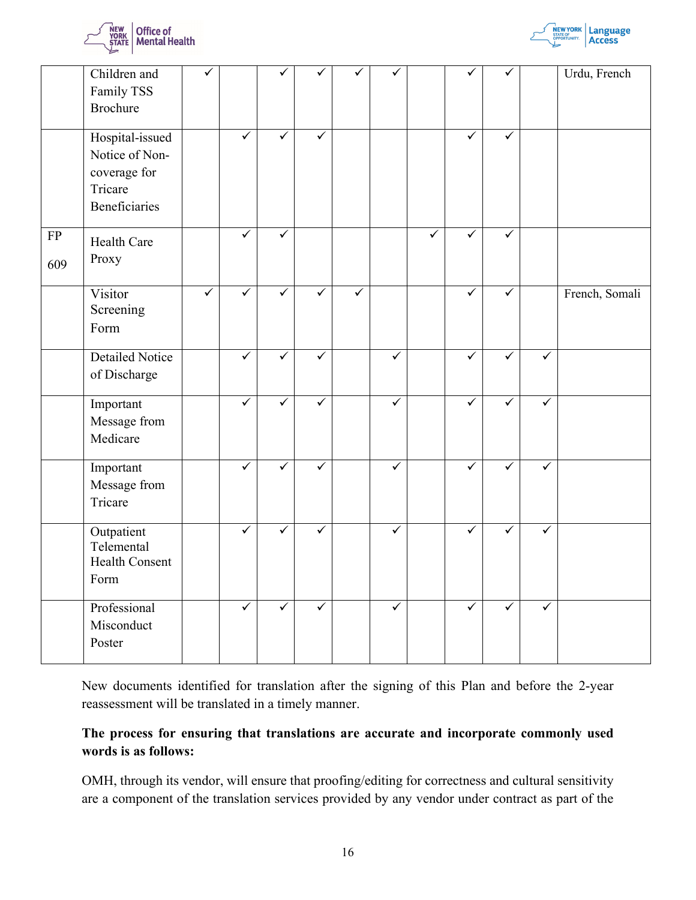| | | | | | | | | | | | | |
|---|---|---|---|---|---|---|---|---|---|---|---|---|
| | Children and Family TSS Brochure | ✓ | | ✓ | ✓ | ✓ | ✓ | | ✓ | ✓ | | Urdu, French |
| | Hospital-issued Notice of Non-coverage for Tricare Beneficiaries | | ✓ | ✓ | ✓ | | | | ✓ | ✓ | | |
| FP 609 | Health Care Proxy | | ✓ | ✓ | | | | ✓ | ✓ | ✓ | | |
| | Visitor Screening Form | ✓ | ✓ | ✓ | ✓ | ✓ | | | ✓ | ✓ | | French, Somali |
| | Detailed Notice of Discharge | | ✓ | ✓ | ✓ | | ✓ | | ✓ | ✓ | ✓ | |
| | Important Message from Medicare | | ✓ | ✓ | ✓ | | ✓ | | ✓ | ✓ | ✓ | |
| | Important Message from Tricare | | ✓ | ✓ | ✓ | | ✓ | | ✓ | ✓ | ✓ | |
| | Outpatient Telemental Health Consent Form | | ✓ | ✓ | ✓ | | ✓ | | ✓ | ✓ | ✓ | |
| | Professional Misconduct Poster | | ✓ | ✓ | ✓ | | ✓ | | ✓ | ✓ | ✓ | |

New documents identified for translation after the signing of this Plan and before the 2-year reassessment will be translated in a timely manner.

**The process for ensuring that translations are accurate and incorporate commonly used words is as follows:**

OMH, through its vendor, will ensure that proofing/editing for correctness and cultural sensitivity are a component of the translation services provided by any vendor under contract as part of the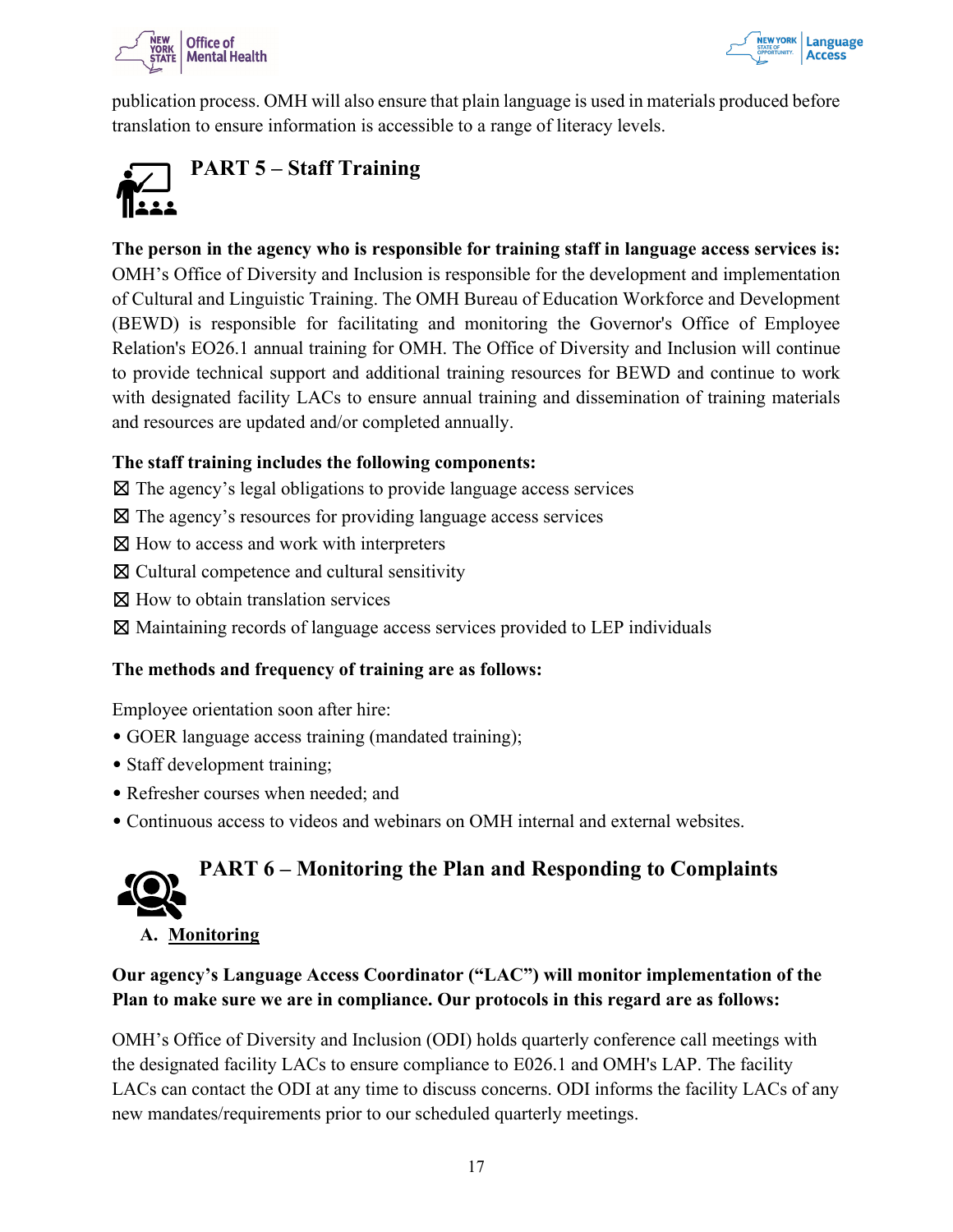publication process. OMH will also ensure that plain language is used in materials produced before translation to ensure information is accessible to a range of literacy levels.

## PART 5 – Staff Training

**The person in the agency who is responsible for training staff in language access services is:** OMH's Office of Diversity and Inclusion is responsible for the development and implementation of Cultural and Linguistic Training. The OMH Bureau of Education Workforce and Development (BEWD) is responsible for facilitating and monitoring the Governor's Office of Employee Relation's EO26.1 annual training for OMH. The Office of Diversity and Inclusion will continue to provide technical support and additional training resources for BEWD and continue to work with designated facility LACs to ensure annual training and dissemination of training materials and resources are updated and/or completed annually.

**The staff training includes the following components:**

☒ The agency's legal obligations to provide language access services
☒ The agency's resources for providing language access services
☒ How to access and work with interpreters
☒ Cultural competence and cultural sensitivity
☒ How to obtain translation services
☒ Maintaining records of language access services provided to LEP individuals

**The methods and frequency of training are as follows:**

Employee orientation soon after hire:

- GOER language access training (mandated training);
- Staff development training;
- Refresher courses when needed; and
- Continuous access to videos and webinars on OMH internal and external websites.

## PART 6 – Monitoring the Plan and Responding to Complaints

### A. Monitoring

**Our agency's Language Access Coordinator ("LAC") will monitor implementation of the Plan to make sure we are in compliance. Our protocols in this regard are as follows:**

OMH's Office of Diversity and Inclusion (ODI) holds quarterly conference call meetings with the designated facility LACs to ensure compliance to E026.1 and OMH's LAP. The facility LACs can contact the ODI at any time to discuss concerns. ODI informs the facility LACs of any new mandates/requirements prior to our scheduled quarterly meetings.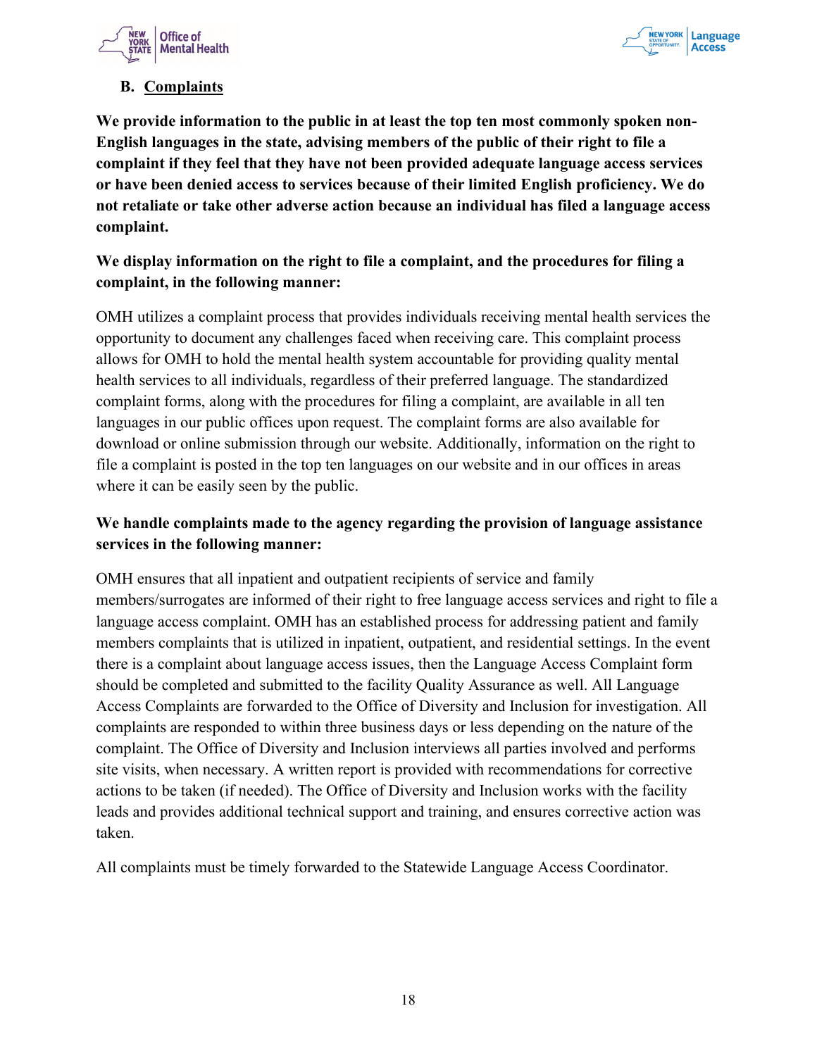### B. Complaints

**We provide information to the public in at least the top ten most commonly spoken non-English languages in the state, advising members of the public of their right to file a complaint if they feel that they have not been provided adequate language access services or have been denied access to services because of their limited English proficiency. We do not retaliate or take other adverse action because an individual has filed a language access complaint.**

**We display information on the right to file a complaint, and the procedures for filing a complaint, in the following manner:**

OMH utilizes a complaint process that provides individuals receiving mental health services the opportunity to document any challenges faced when receiving care. This complaint process allows for OMH to hold the mental health system accountable for providing quality mental health services to all individuals, regardless of their preferred language. The standardized complaint forms, along with the procedures for filing a complaint, are available in all ten languages in our public offices upon request. The complaint forms are also available for download or online submission through our website. Additionally, information on the right to file a complaint is posted in the top ten languages on our website and in our offices in areas where it can be easily seen by the public.

**We handle complaints made to the agency regarding the provision of language assistance services in the following manner:**

OMH ensures that all inpatient and outpatient recipients of service and family members/surrogates are informed of their right to free language access services and right to file a language access complaint. OMH has an established process for addressing patient and family members complaints that is utilized in inpatient, outpatient, and residential settings. In the event there is a complaint about language access issues, then the Language Access Complaint form should be completed and submitted to the facility Quality Assurance as well. All Language Access Complaints are forwarded to the Office of Diversity and Inclusion for investigation. All complaints are responded to within three business days or less depending on the nature of the complaint. The Office of Diversity and Inclusion interviews all parties involved and performs site visits, when necessary. A written report is provided with recommendations for corrective actions to be taken (if needed). The Office of Diversity and Inclusion works with the facility leads and provides additional technical support and training, and ensures corrective action was taken.

All complaints must be timely forwarded to the Statewide Language Access Coordinator.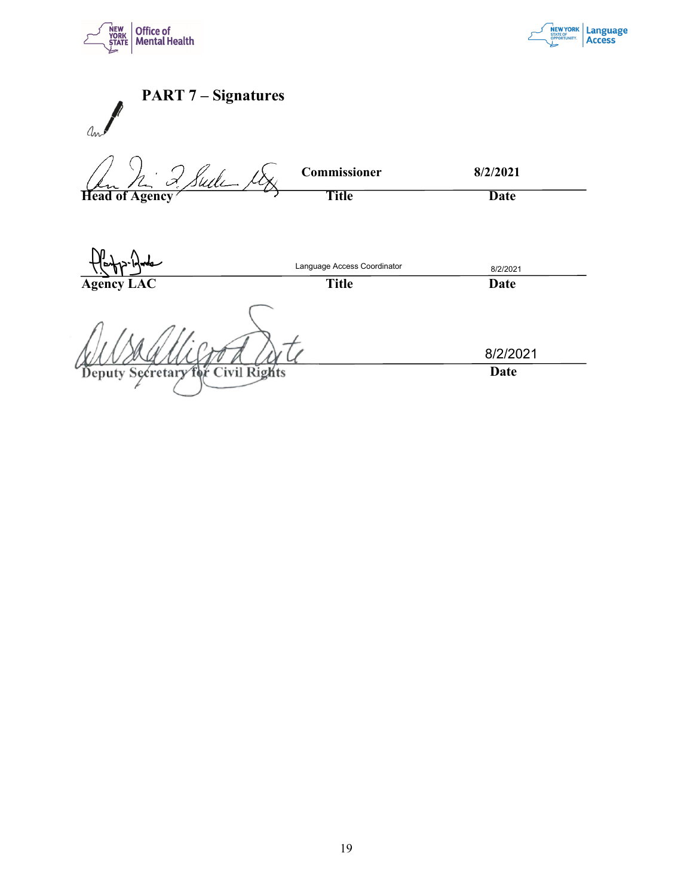## PART 7 – Signatures

| | | |
|---|---|---|
| | Commissioner | 8/2/2021 |
| **Head of Agency** | **Title** | **Date** |
| | Language Access Coordinator | 8/2/2021 |
| **Agency LAC** | **Title** | **Date** |
| | | 8/2/2021 |
| **Deputy Secretary for Civil Rights** | | **Date** |